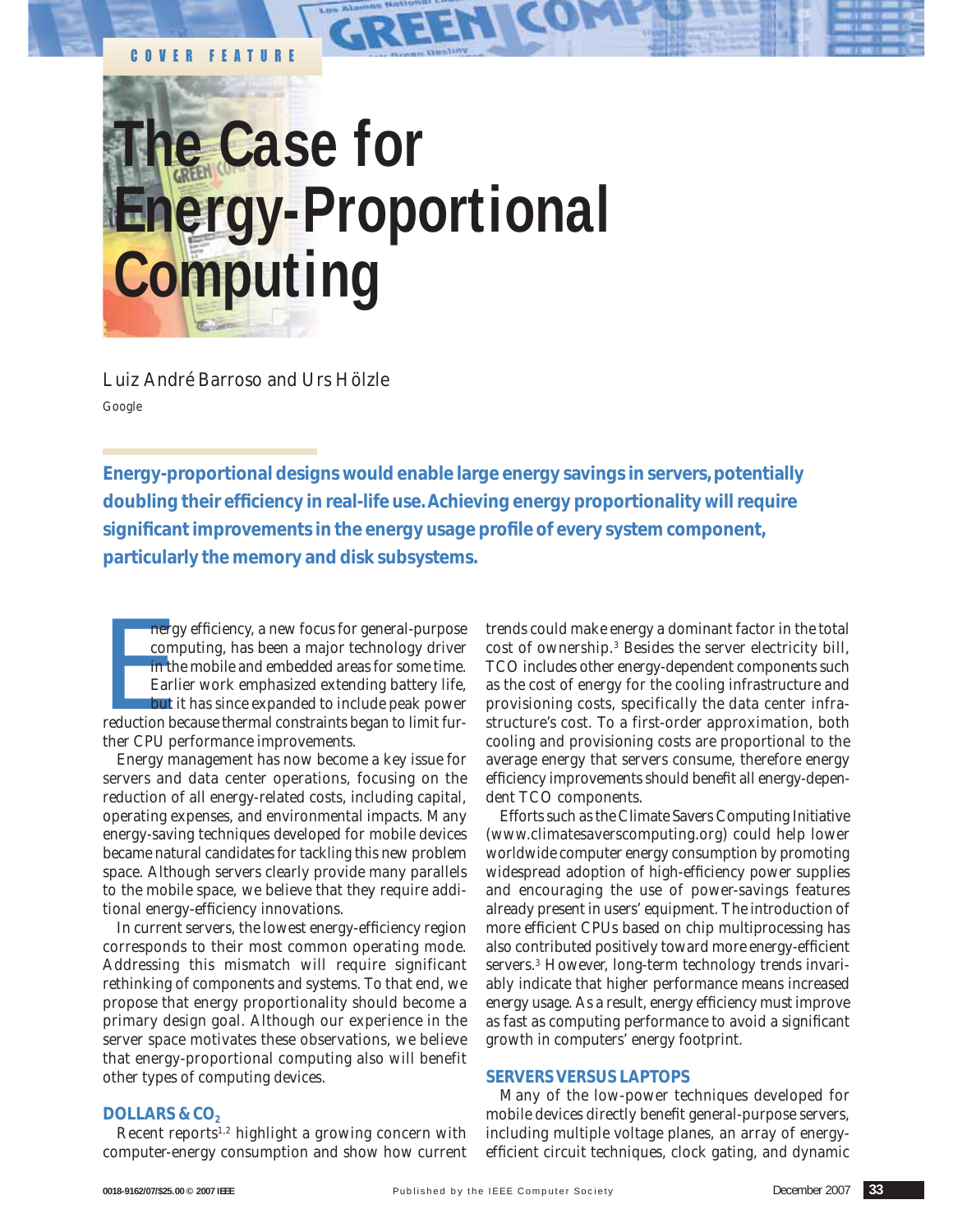COVER FEATURE

# The Case for Energy-Proportional Computing

Luiz André Barroso and Urs Hölzle

Google

**Energy-proportional designs would enable large energy savings in servers, potentially doubling their efficiency in real-life use. Achieving energy proportionality will require significant improvements in the energy usage profile of every system component, particularly the memory and disk subsystems.**

Energy efficiency, a new focus for general-purpose computing, has been a major technology driver in the mobile and embedded areas for some time. Earlier work emphasized extending battery life, but it has since expanded to include peak power reduction because thermal constraints began to limit further CPU performance improvements.

Energy management has now become a key issue for servers and data center operations, focusing on the reduction of all energy-related costs, including capital, operating expenses, and environmental impacts. Many energy-saving techniques developed for mobile devices became natural candidates for tackling this new problem space. Although servers clearly provide many parallels to the mobile space, we believe that they require additional energy-efficiency innovations.

In current servers, the lowest energy-efficiency region corresponds to their most common operating mode. Addressing this mismatch will require significant rethinking of components and systems. To that end, we propose that energy proportionality should become a primary design goal. Although our experience in the server space motivates these observations, we believe that energy-proportional computing also will benefit other types of computing devices.

## DOLLARS & $CO_2$

Recent reports[1,2] highlight a growing concern with computer-energy consumption and show how current trends could make energy a dominant factor in the total cost of ownership.[3] Besides the server electricity bill, TCO includes other energy-dependent components such as the cost of energy for the cooling infrastructure and provisioning costs, specifically the data center infrastructure's cost. To a first-order approximation, both cooling and provisioning costs are proportional to the average energy that servers consume, therefore energy efficiency improvements should benefit all energy-dependent TCO components.

Efforts such as the Climate Savers Computing Initiative (www.climatesaverscomputing.org) could help lower worldwide computer energy consumption by promoting widespread adoption of high-efficiency power supplies and encouraging the use of power-savings features already present in users' equipment. The introduction of more efficient CPUs based on chip multiprocessing has also contributed positively toward more energy-efficient servers.[3] However, long-term technology trends invariably indicate that higher performance means increased energy usage. As a result, energy efficiency must improve as fast as computing performance to avoid a significant growth in computers' energy footprint.

## SERVERS VERSUS LAPTOPS

Many of the low-power techniques developed for mobile devices directly benefit general-purpose servers, including multiple voltage planes, an array of energy-efficient circuit techniques, clock gating, and dynamic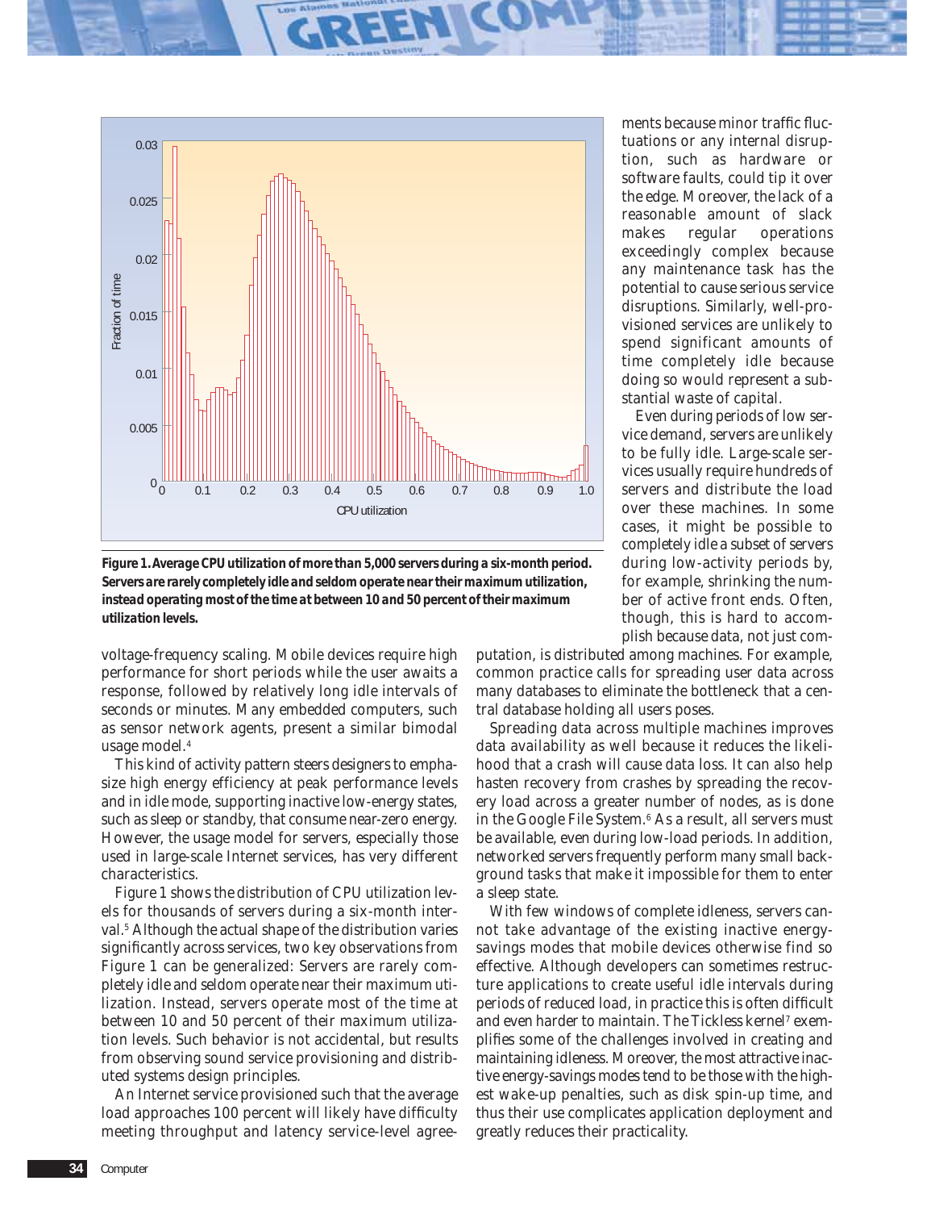Figure 1. Average CPU utilization of more than 5,000 servers during a six-month period. Servers are rarely completely idle and seldom operate near their maximum utilization, instead operating most of the time at between 10 and 50 percent of their maximum utilization levels.

voltage-frequency scaling. Mobile devices require high performance for short periods while the user awaits a response, followed by relatively long idle intervals of seconds or minutes. Many embedded computers, such as sensor network agents, present a similar bimodal usage model.[4]

This kind of activity pattern steers designers to emphasize high energy efficiency at peak performance levels and in idle mode, supporting inactive low-energy states, such as sleep or standby, that consume near-zero energy. However, the usage model for servers, especially those used in large-scale Internet services, has very different characteristics.

Figure 1 shows the distribution of CPU utilization levels for thousands of servers during a six-month interval.[5] Although the actual shape of the distribution varies significantly across services, two key observations from Figure 1 can be generalized: Servers are rarely completely idle and seldom operate near their maximum utilization. Instead, servers operate most of the time at between 10 and 50 percent of their maximum utilization levels. Such behavior is not accidental, but results from observing sound service provisioning and distributed systems design principles.

An Internet service provisioned such that the average load approaches 100 percent will likely have difficulty meeting throughput and latency service-level agreements because minor traffic fluctuations or any internal disruption, such as hardware or software faults, could tip it over the edge. Moreover, the lack of a reasonable amount of slack makes regular operations exceedingly complex because any maintenance task has the potential to cause serious service disruptions. Similarly, well-provisioned services are unlikely to spend significant amounts of time completely idle because doing so would represent a substantial waste of capital.

Even during periods of low service demand, servers are unlikely to be fully idle. Large-scale services usually require hundreds of servers and distribute the load over these machines. In some cases, it might be possible to completely idle a subset of servers during low-activity periods by, for example, shrinking the number of active front ends. Often, though, this is hard to accomplish because data, not just computation, is distributed among machines. For example, common practice calls for spreading user data across many databases to eliminate the bottleneck that a central database holding all users poses.

Spreading data across multiple machines improves data availability as well because it reduces the likelihood that a crash will cause data loss. It can also help hasten recovery from crashes by spreading the recovery load across a greater number of nodes, as is done in the Google File System.[6] As a result, all servers must be available, even during low-load periods. In addition, networked servers frequently perform many small background tasks that make it impossible for them to enter a sleep state.

With few windows of complete idleness, servers cannot take advantage of the existing inactive energy-savings modes that mobile devices otherwise find so effective. Although developers can sometimes restructure applications to create useful idle intervals during periods of reduced load, in practice this is often difficult and even harder to maintain. The Tickless kernel[7] exemplifies some of the challenges involved in creating and maintaining idleness. Moreover, the most attractive inactive energy-savings modes tend to be those with the highest wake-up penalties, such as disk spin-up time, and thus their use complicates application deployment and greatly reduces their practicality.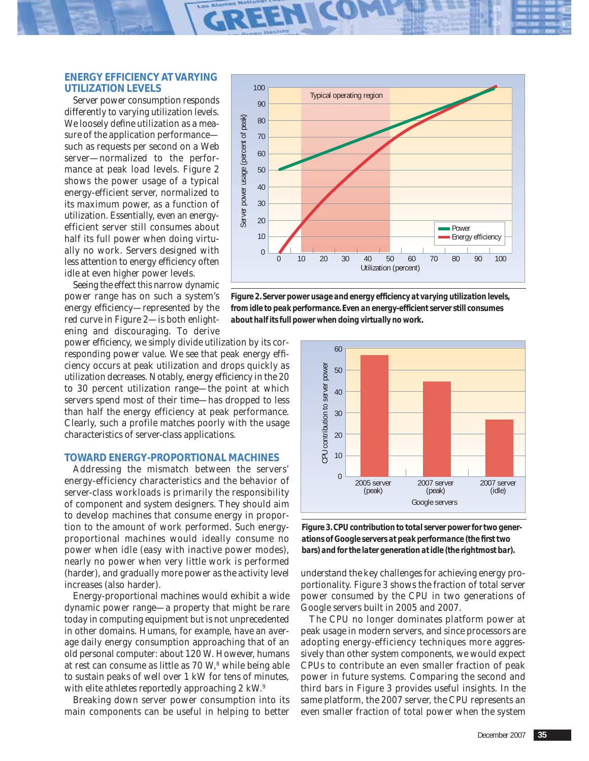## ENERGY EFFICIENCY AT VARYING UTILIZATION LEVELS

Server power consumption responds differently to varying utilization levels. We loosely define utilization as a measure of the application performance—such as requests per second on a Web server—normalized to the performance at peak load levels. Figure 2 shows the power usage of a typical energy-efficient server, normalized to its maximum power, as a function of utilization. Essentially, even an energy-efficient server still consumes about half its full power when doing virtually no work. Servers designed with less attention to energy efficiency often idle at even higher power levels.

Seeing the effect this narrow dynamic power range has on such a system's energy efficiency—represented by the red curve in Figure 2—is both enlightening and discouraging. To derive power efficiency, we simply divide utilization by its corresponding power value. We see that peak energy efficiency occurs at peak utilization and drops quickly as utilization decreases. Notably, energy efficiency in the 20 to 30 percent utilization range—the point at which servers spend most of their time—has dropped to less than half the energy efficiency at peak performance. Clearly, such a profile matches poorly with the usage characteristics of server-class applications.

**Figure 2. Server power usage and energy efficiency at varying utilization levels, from idle to peak performance. Even an energy-efficient server still consumes about half its full power when doing virtually no work.**

## TOWARD ENERGY-PROPORTIONAL MACHINES

Addressing the mismatch between the servers' energy-efficiency characteristics and the behavior of server-class workloads is primarily the responsibility of component and system designers. They should aim to develop machines that consume energy in proportion to the amount of work performed. Such energy-proportional machines would ideally consume no power when idle (easy with inactive power modes), nearly no power when very little work is performed (harder), and gradually more power as the activity level increases (also harder).

Energy-proportional machines would exhibit a wide dynamic power range—a property that might be rare today in computing equipment but is not unprecedented in other domains. Humans, for example, have an average daily energy consumption approaching that of an old personal computer: about 120 W. However, humans at rest can consume as little as 70 W,[8] while being able to sustain peaks of well over 1 kW for tens of minutes, with elite athletes reportedly approaching 2 kW.[9]

Breaking down server power consumption into its main components can be useful in helping to better understand the key challenges for achieving energy proportionality. Figure 3 shows the fraction of total server power consumed by the CPU in two generations of Google servers built in 2005 and 2007.

**Figure 3. CPU contribution to total server power for two generations of Google servers at peak performance (the first two bars) and for the later generation at idle (the rightmost bar).**

The CPU no longer dominates platform power at peak usage in modern servers, and since processors are adopting energy-efficiency techniques more aggressively than other system components, we would expect CPUs to contribute an even smaller fraction of peak power in future systems. Comparing the second and third bars in Figure 3 provides useful insights. In the same platform, the 2007 server, the CPU represents an even smaller fraction of total power when the system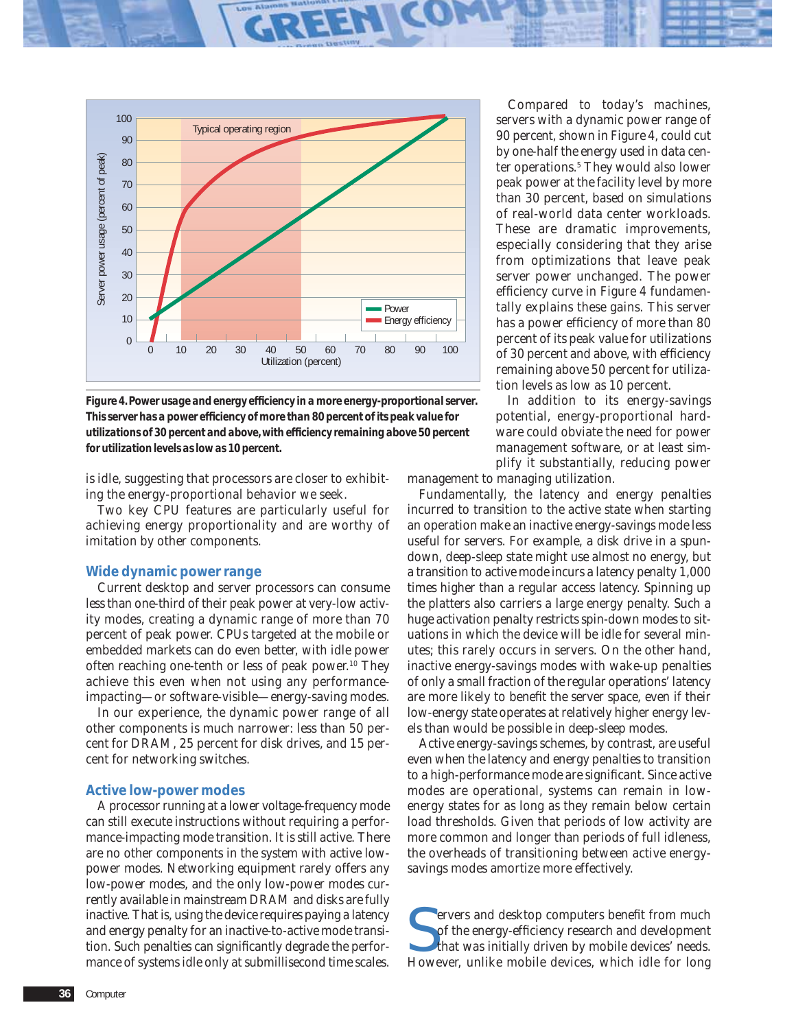**Figure 4. Power usage and energy efficiency in a more energy-proportional server. This server has a power efficiency of more than 80 percent of its peak value for utilizations of 30 percent and above, with efficiency remaining above 50 percent for utilization levels as low as 10 percent.**

is idle, suggesting that processors are closer to exhibiting the energy-proportional behavior we seek.

Two key CPU features are particularly useful for achieving energy proportionality and are worthy of imitation by other components.

## Wide dynamic power range

Current desktop and server processors can consume less than one-third of their peak power at very-low activity modes, creating a dynamic range of more than 70 percent of peak power. CPUs targeted at the mobile or embedded markets can do even better, with idle power often reaching one-tenth or less of peak power.[10] They achieve this even when not using any performance-impacting—or software-visible—energy-saving modes.

In our experience, the dynamic power range of all other components is much narrower: less than 50 percent for DRAM, 25 percent for disk drives, and 15 percent for networking switches.

## Active low-power modes

A processor running at a lower voltage-frequency mode can still execute instructions without requiring a performance-impacting mode transition. It is still active. There are no other components in the system with active low-power modes. Networking equipment rarely offers any low-power modes, and the only low-power modes currently available in mainstream DRAM and disks are fully inactive. That is, using the device requires paying a latency and energy penalty for an inactive-to-active mode transition. Such penalties can significantly degrade the performance of systems idle only at submillisecond time scales.

Compared to today's machines, servers with a dynamic power range of 90 percent, shown in Figure 4, could cut by one-half the energy used in data center operations.[5] They would also lower peak power at the facility level by more than 30 percent, based on simulations of real-world data center workloads. These are dramatic improvements, especially considering that they arise from optimizations that leave peak server power unchanged. The power efficiency curve in Figure 4 fundamentally explains these gains. This server has a power efficiency of more than 80 percent of its peak value for utilizations of 30 percent and above, with efficiency remaining above 50 percent for utilization levels as low as 10 percent.

In addition to its energy-savings potential, energy-proportional hardware could obviate the need for power management software, or at least simplify it substantially, reducing power management to managing utilization.

Fundamentally, the latency and energy penalties incurred to transition to the active state when starting an operation make an inactive energy-savings mode less useful for servers. For example, a disk drive in a spun-down, deep-sleep state might use almost no energy, but a transition to active mode incurs a latency penalty 1,000 times higher than a regular access latency. Spinning up the platters also carries a large energy penalty. Such a huge activation penalty restricts spin-down modes to situations in which the device will be idle for several minutes; this rarely occurs in servers. On the other hand, inactive energy-savings modes with wake-up penalties of only a small fraction of the regular operations' latency are more likely to benefit the server space, even if their low-energy state operates at relatively higher energy levels than would be possible in deep-sleep modes.

Active energy-savings schemes, by contrast, are useful even when the latency and energy penalties to transition to a high-performance mode are significant. Since active modes are operational, systems can remain in low-energy states for as long as they remain below certain load thresholds. Given that periods of low activity are more common and longer than periods of full idleness, the overheads of transitioning between active energy-savings modes amortize more effectively.

Servers and desktop computers benefit from much of the energy-efficiency research and development that was initially driven by mobile devices' needs. However, unlike mobile devices, which idle for long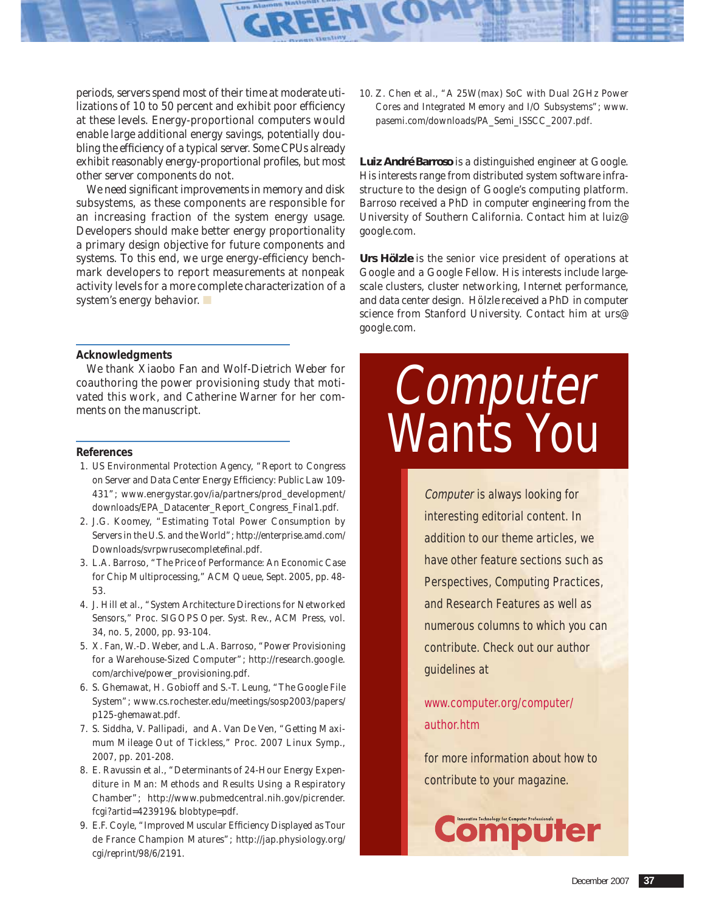periods, servers spend most of their time at moderate utilizations of 10 to 50 percent and exhibit poor efficiency at these levels. Energy-proportional computers would enable large additional energy savings, potentially doubling the efficiency of a typical server. Some CPUs already exhibit reasonably energy-proportional profiles, but most other server components do not.

We need significant improvements in memory and disk subsystems, as these components are responsible for an increasing fraction of the system energy usage. Developers should make better energy proportionality a primary design objective for future components and systems. To this end, we urge energy-efficiency benchmark developers to report measurements at nonpeak activity levels for a more complete characterization of a system's energy behavior. ■

## Acknowledgments

We thank Xiaobo Fan and Wolf-Dietrich Weber for coauthoring the power provisioning study that motivated this work, and Catherine Warner for her comments on the manuscript.

## References

1. US Environmental Protection Agency, "Report to Congress on Server and Data Center Energy Efficiency: Public Law 109-431"; www.energystar.gov/ia/partners/prod_development/downloads/EPA_Datacenter_Report_Congress_Final1.pdf.
2. J.G. Koomey, "Estimating Total Power Consumption by Servers in the U.S. and the World"; http://enterprise.amd.com/Downloads/svrpwrusecompletefinal.pdf.
3. L.A. Barroso, "The Price of Performance: An Economic Case for Chip Multiprocessing," ACM Queue, Sept. 2005, pp. 48-53.
4. J. Hill et al., "System Architecture Directions for Networked Sensors," Proc. SIGOPS Oper. Syst. Rev., ACM Press, vol. 34, no. 5, 2000, pp. 93-104.
5. X. Fan, W.-D. Weber, and L.A. Barroso, "Power Provisioning for a Warehouse-Sized Computer"; http://research.google.com/archive/power_provisioning.pdf.
6. S. Ghemawat, H. Gobioff and S.-T. Leung, "The Google File System"; www.cs.rochester.edu/meetings/sosp2003/papers/p125-ghemawat.pdf.
7. S. Siddha, V. Pallipadi, and A. Van De Ven, "Getting Maximum Mileage Out of Tickless," Proc. 2007 Linux Symp., 2007, pp. 201-208.
8. E. Ravussin et al., "Determinants of 24-Hour Energy Expenditure in Man: Methods and Results Using a Respiratory Chamber"; http://www.pubmedcentral.nih.gov/picrender.fcgi?artid=423919&blobtype=pdf.
9. E.F. Coyle, "Improved Muscular Efficiency Displayed as Tour de France Champion Matures"; http://jap.physiology.org/cgi/reprint/98/6/2191.
10. Z. Chen et al., "A 25W(max) SoC with Dual 2GHz Power Cores and Integrated Memory and I/O Subsystems"; www.pasemi.com/downloads/PA_Semi_ISSCC_2007.pdf.

**Luiz André Barroso** is a distinguished engineer at Google. His interests range from distributed system software infrastructure to the design of Google's computing platform. Barroso received a PhD in computer engineering from the University of Southern California. Contact him at luiz@google.com.

**Urs Hölzle** is the senior vice president of operations at Google and a Google Fellow. His interests include large-scale clusters, cluster networking, Internet performance, and data center design. Hölzle received a PhD in computer science from Stanford University. Contact him at urs@google.com.

# *Computer* Wants You

*Computer* is always looking for interesting editorial content. In addition to our theme articles, we have other feature sections such as Perspectives, Computing Practices, and Research Features as well as numerous columns to which you can contribute. Check out our author guidelines at

www.computer.org/computer/author.htm

for more information about how to contribute to your magazine.

Innovative Technology for Computer Professionals
Computer